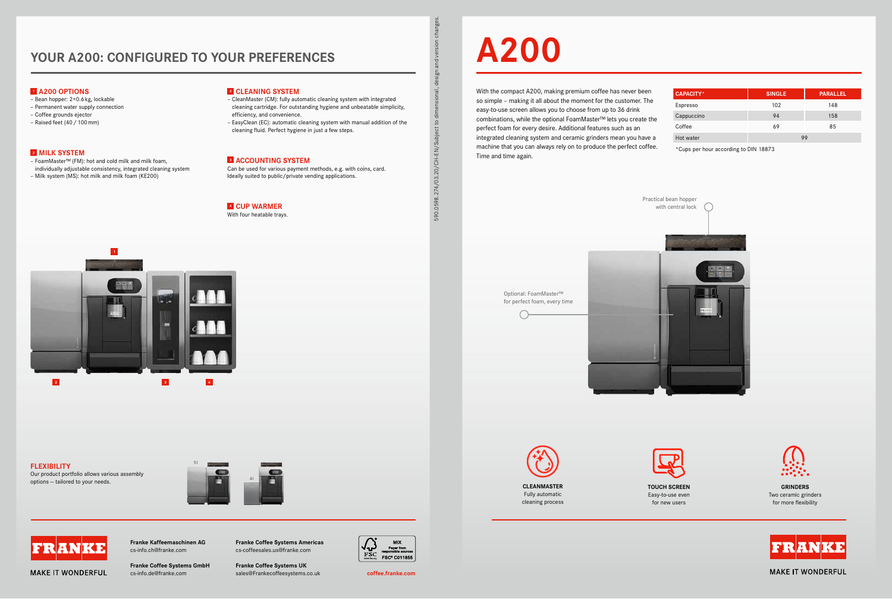## YOUR A200: CONFIGURED TO YOUR PREFERENCES

### 1 A200 OPTIONS
- Bean hopper: 2×0.6 kg, lockable
- Permanent water supply connection
- Coffee grounds ejector
- Raised feet (40 / 100 mm)

### 2 MILK SYSTEM
- FoamMaster™ (FM): hot and cold milk and milk foam, individually adjustable consistency, integrated cleaning system
- Milk system (MS): hot milk and milk foam (KE200)

### 2 CLEANING SYSTEM
- CleanMaster (CM): fully automatic cleaning system with integrated cleaning cartridge. For outstanding hygiene and unbeatable simplicity, efficiency, and convenience.
- EasyClean (EC): automatic cleaning system with manual addition of the cleaning fluid. Perfect hygiene in just a few steps.

### 3 ACCOUNTING SYSTEM
Can be used for various payment methods, e.g. with coins, card. Ideally suited to public/private vending applications.

### 4 CUP WARMER
With four heatable trays.

1

2 3 4

### FLEXIBILITY
Our product portfolio allows various assembly options – tailored to your needs.

5 l

4 l

590.0598.274/03.20/CH-EN/Subject to dimensional, design and version changes.

FRANKE

MAKE IT WONDERFUL

**Franke Kaffeemaschinen AG**
cs-info.ch@franke.com

**Franke Coffee Systems GmbH**
cs-info.de@franke.com

**Franke Coffee Systems Americas**
cs-coffeesales.us@franke.com

**Franke Coffee Systems UK**
sales@Frankecoffeesystems.co.uk

MIX Paper from responsible sources FSC® C011855

coffee.franke.com

# A200

With the compact A200, making premium coffee has never been so simple – making it all about the moment for the customer. The easy-to-use screen allows you to choose from up to 36 drink combinations, while the optional FoamMaster™ lets you create the perfect foam for every desire. Additional features such as an integrated cleaning system and ceramic grinders mean you have a machine that you can always rely on to produce the perfect coffee. Time and time again.

| CAPACITY* | SINGLE | PARALLEL |
|---|---|---|
| Espresso | 102 | 148 |
| Cappuccino | 94 | 158 |
| Coffee | 69 | 85 |
| Hot water | 99 | |

*Cups per hour according to DIN 18873

Practical bean hopper with central lock

Optional: FoamMaster™ for perfect foam, every time

**CLEANMASTER**
Fully automatic cleaning process

**TOUCH SCREEN**
Easy-to-use even for new users

**GRINDERS**
Two ceramic grinders for more flexibility

FRANKE

MAKE IT WONDERFUL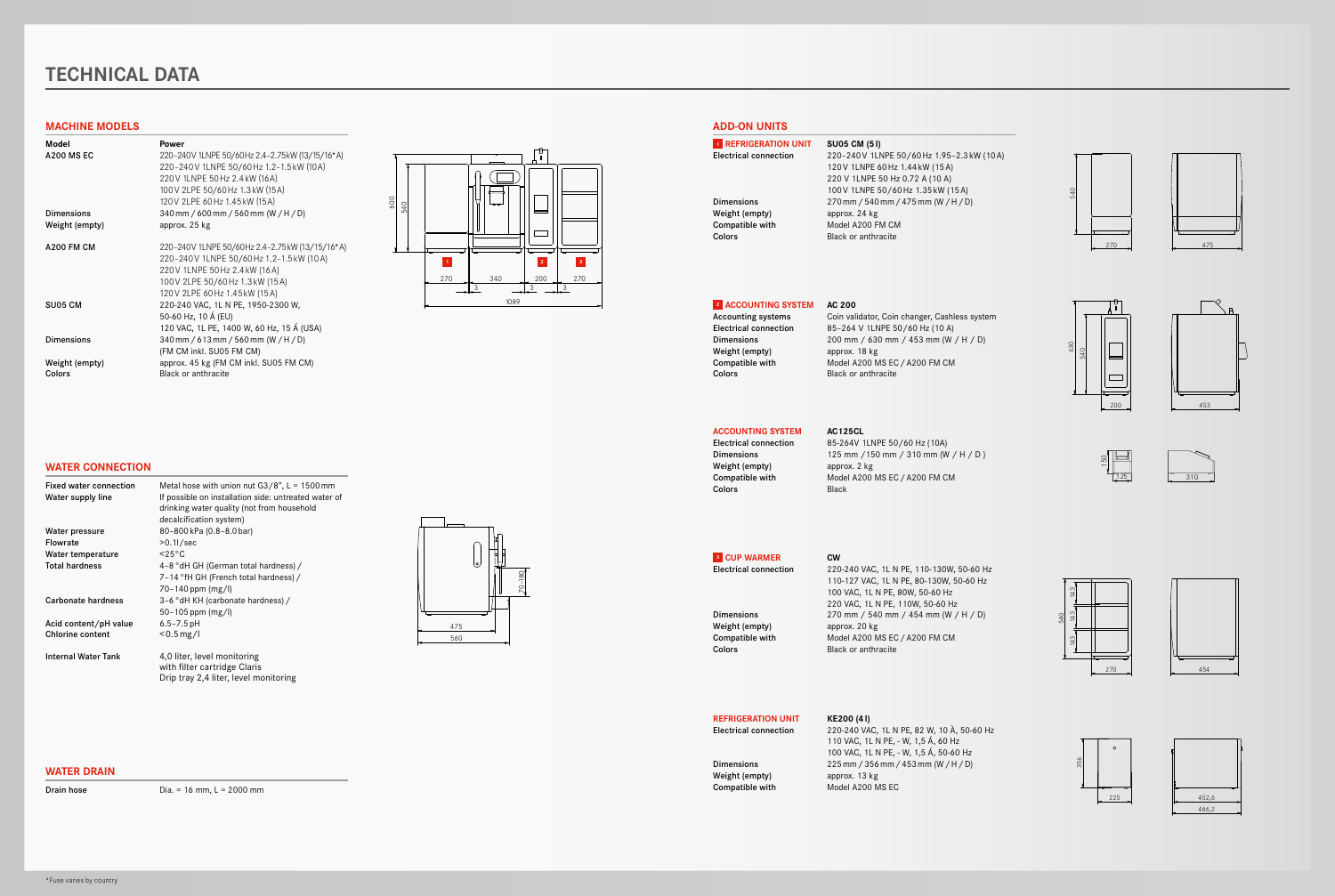# TECHNICAL DATA

## MACHINE MODELS

| Model | Power |
|---|---|
| A200 MS EC | 220–240V 1LNPE 50/60Hz 2.4–2.75kW (13/15/16*A)<br>220–240V 1LNPE 50/60Hz 1.2–1.5kW (10A)<br>220V 1LNPE 50Hz 2.4kW (16A)<br>100V 2LPE 50/60Hz 1.3kW (15A)<br>120V 2LPE 60Hz 1.45kW (15A) |
| Dimensions | 340mm / 600mm / 560mm (W / H / D) |
| Weight (empty) | approx. 25 kg |
| A200 FM CM | 220–240V 1LNPE 50/60Hz 2.4–2.75kW (13/15/16*A)<br>220–240V 1LNPE 50/60Hz 1.2–1.5kW (10A)<br>220V 1LNPE 50Hz 2.4kW (16A)<br>100V 2LPE 50/60Hz 1.3kW (15A)<br>120V 2LPE 60Hz 1.45kW (15A) |
| SU05 CM | 220-240 VAC, 1L N PE, 1950-2300 W,<br>50-60 Hz, 10 A (EU)<br>120 VAC, 1L PE, 1400 W, 60 Hz, 15 A (USA) |
| Dimensions | 340mm / 613mm / 560mm (W / H / D)<br>(FM CM inkl. SU05 FM CM) |
| Weight (empty) | approx. 45 kg (FM CM inkl. SU05 FM CM) |
| Colors | Black or anthracite |

600
540
1
2
3
270
340
200
270
3
3
3
1089

## WATER CONNECTION

| | |
|---|---|
| Fixed water connection | Metal hose with union nut G3/8", L = 1500mm |
| Water supply line | If possible on installation side: untreated water of drinking water quality (not from household decalcification system) |
| Water pressure | 80–800kPa (0.8–8.0bar) |
| Flowrate | >0.1l/sec |
| Water temperature | <25°C |
| Total hardness | 4–8 °dH GH (German total hardness) /<br>7–14 °fH GH (French total hardness) /<br>70–140ppm (mg/l) |
| Carbonate hardness | 3–6 °dH KH (carbonate hardness) /<br>50–105ppm (mg/l) |
| Acid content/pH value | 6.5–7.5 pH |
| Chlorine content | <0.5mg/l |
| Internal Water Tank | 4,0 liter, level monitoring<br>with filter cartridge Claris<br>Drip tray 2,4 liter, level monitoring |

70–180
475
560

## WATER DRAIN

| | |
|---|---|
| Drain hose | Dia. = 16 mm, L = 2000 mm |

## ADD-ON UNITS

| 1 REFRIGERATION UNIT | SU05 CM (5l) |
|---|---|
| Electrical connection | 220–240V 1LNPE 50/60Hz 1.95–2.3kW (10A)<br>120V 1LNPE 60Hz 1.44kW (15A)<br>220 V 1LNPE 50 Hz 0.72 A (10 A)<br>100V 1LNPE 50/60Hz 1.35kW (15A) |
| Dimensions | 270mm / 540mm / 475mm (W / H / D) |
| Weight (empty) | approx. 24 kg |
| Compatible with | Model A200 FM CM |
| Colors | Black or anthracite |

540
270
475

| 2 ACCOUNTING SYSTEM | AC 200 |
|---|---|
| Accounting systems | Coin validator, Coin changer, Cashless system |
| Electrical connection | 85–264 V 1LNPE 50/60 Hz (10 A) |
| Dimensions | 200 mm / 630 mm / 453 mm (W / H / D) |
| Weight (empty) | approx. 18 kg |
| Compatible with | Model A200 MS EC / A200 FM CM |
| Colors | Black or anthracite |

630
540
200
453

| ACCOUNTING SYSTEM | AC125CL |
|---|---|
| Electrical connection | 85-264V 1LNPE 50/60 Hz (10A) |
| Dimensions | 125 mm /150 mm / 310 mm (W / H / D ) |
| Weight (empty) | approx. 2 kg |
| Compatible with | Model A200 MS EC / A200 FM CM |
| Colors | Black |

150
125
310

| 3 CUP WARMER | CW |
|---|---|
| Electrical connection | 220-240 VAC, 1L N PE, 110-130W, 50-60 Hz<br>110-127 VAC, 1L N PE, 80-130W, 50-60 Hz<br>100 VAC, 1L N PE, 80W, 50-60 Hz<br>220 VAC, 1L N PE, 110W, 50-60 Hz |
| Dimensions | 270 mm / 540 mm / 454 mm (W / H / D) |
| Weight (empty) | approx. 20 kg |
| Compatible with | Model A200 MS EC / A200 FM CM |
| Colors | Black or anthracite |

540
143
143
143
270
454

| REFRIGERATION UNIT | KE200 (4l) |
|---|---|
| Electrical connection | 220-240 VAC, 1L N PE, 82 W, 10 A, 50-60 Hz<br>110 VAC, 1L N PE, - W, 1,5 A, 60 Hz<br>100 VAC, 1L N PE, - W, 1,5 A, 50-60 Hz |
| Dimensions | 225mm / 356mm / 453mm (W / H / D) |
| Weight (empty) | approx. 13 kg |
| Compatible with | Model A200 MS EC |

356
225
452,6
466,2

*Fuse varies by country